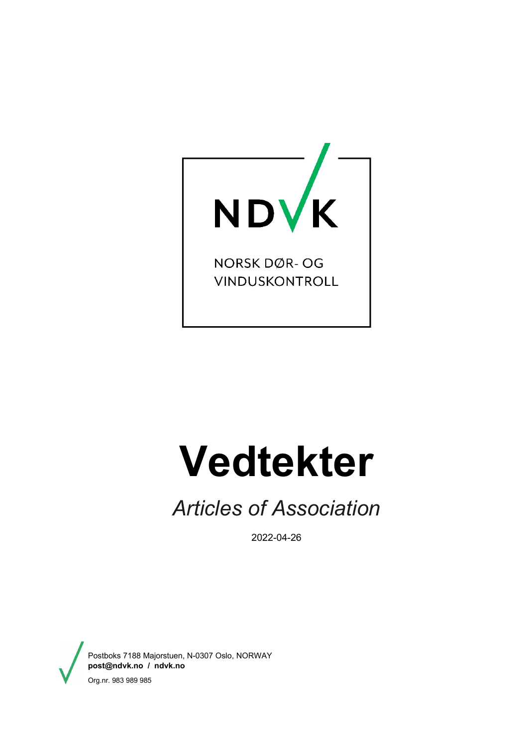NDVK

NORSK DØR- OG VINDUSKONTROLL

# Vedtekter

## *Articles of Association*

2022-04-26

Postboks 7188 Majorstuen, N-0307 Oslo, NORWAY
**post@ndvk.no / ndvk.no**

Org.nr. 983 989 985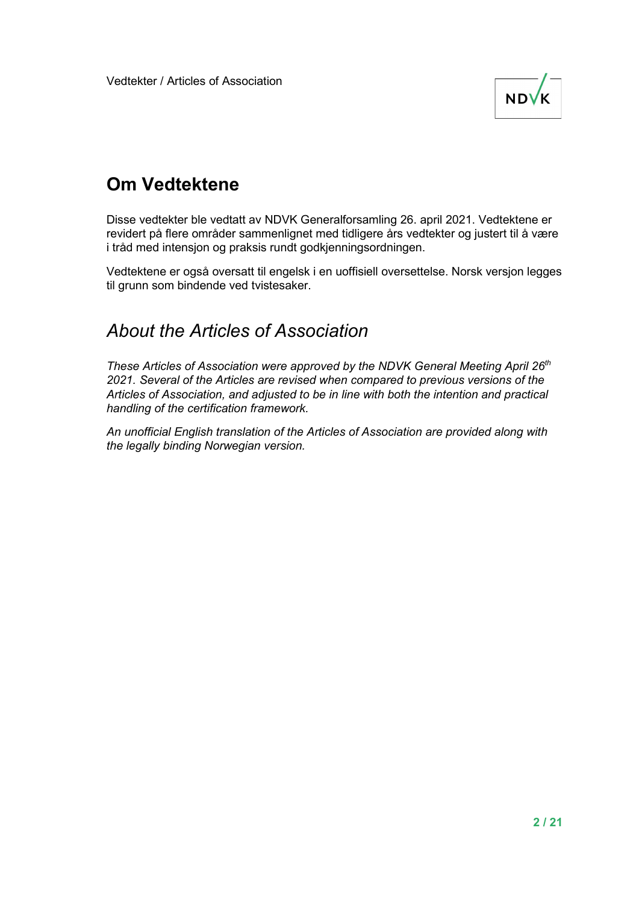# Om Vedtektene

Disse vedtekter ble vedtatt av NDVK Generalforsamling 26. april 2021. Vedtektene er revidert på flere områder sammenlignet med tidligere års vedtekter og justert til å være i tråd med intensjon og praksis rundt godkjenningsordningen.

Vedtektene er også oversatt til engelsk i en uoffisiell oversettelse. Norsk versjon legges til grunn som bindende ved tvistesaker.

## *About the Articles of Association*

*These Articles of Association were approved by the NDVK General Meeting April 26th 2021. Several of the Articles are revised when compared to previous versions of the Articles of Association, and adjusted to be in line with both the intention and practical handling of the certification framework.*

*An unofficial English translation of the Articles of Association are provided along with the legally binding Norwegian version.*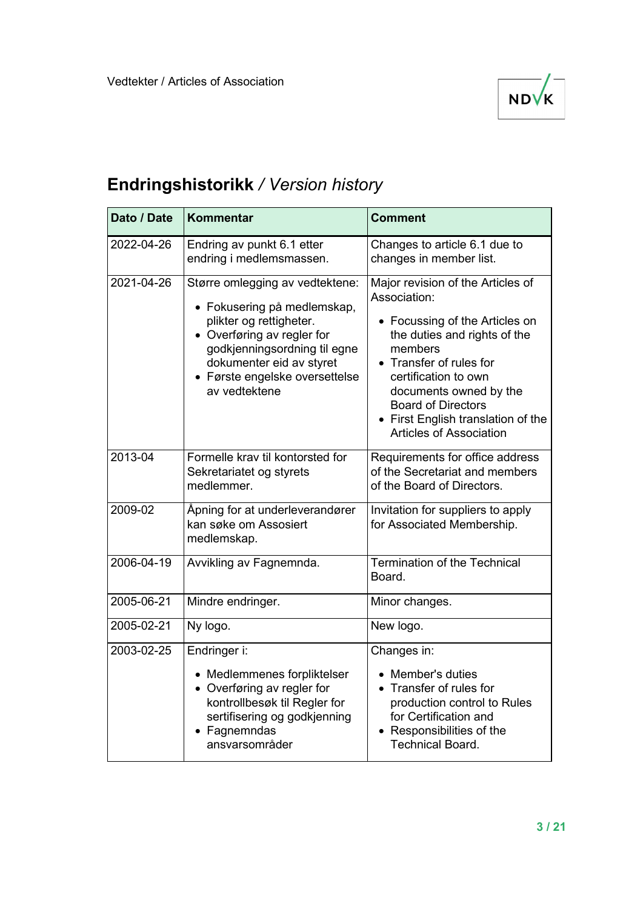## **Endringshistorikk** / *Version history*

| Dato / Date | Kommentar | Comment |
|---|---|---|
| 2022-04-26 | Endring av punkt 6.1 etter endring i medlemsmassen. | Changes to article 6.1 due to changes in member list. |
| 2021-04-26 | Større omlegging av vedtektene:<br>• Fokusering på medlemskap, plikter og rettigheter.<br>• Overføring av regler for godkjenningsordning til egne dokumenter eid av styret<br>• Første engelske oversettelse av vedtektene | Major revision of the Articles of Association:<br>• Focussing of the Articles on the duties and rights of the members<br>• Transfer of rules for certification to own documents owned by the Board of Directors<br>• First English translation of the Articles of Association |
| 2013-04 | Formelle krav til kontorsted for Sekretariatet og styrets medlemmer. | Requirements for office address of the Secretariat and members of the Board of Directors. |
| 2009-02 | Åpning for at underleverandører kan søke om Assosiert medlemskap. | Invitation for suppliers to apply for Associated Membership. |
| 2006-04-19 | Avvikling av Fagnemnda. | Termination of the Technical Board. |
| 2005-06-21 | Mindre endringer. | Minor changes. |
| 2005-02-21 | Ny logo. | New logo. |
| 2003-02-25 | Endringer i:<br>• Medlemmenes forpliktelser<br>• Overføring av regler for kontrollbesøk til Regler for sertifisering og godkjenning<br>• Fagnemndas ansvarsområder | Changes in:<br>• Member's duties<br>• Transfer of rules for production control to Rules for Certification and<br>• Responsibilities of the Technical Board. |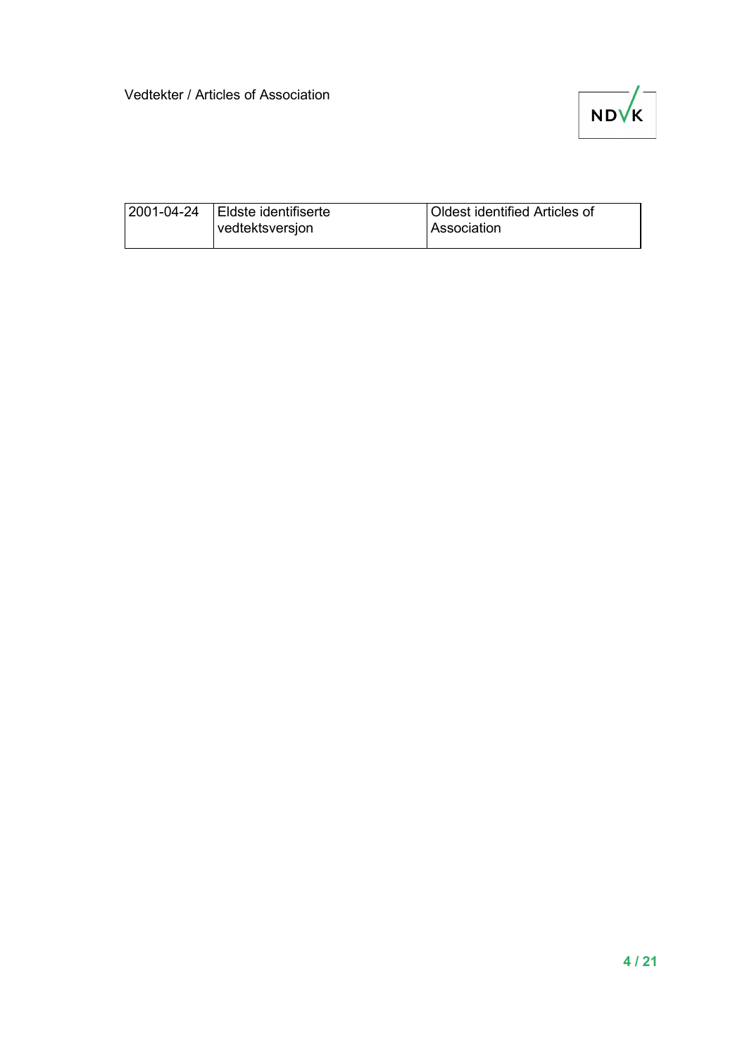| 2001-04-24 | Eldste identifiserte vedtektsversjon | Oldest identified Articles of Association |
|---|---|---|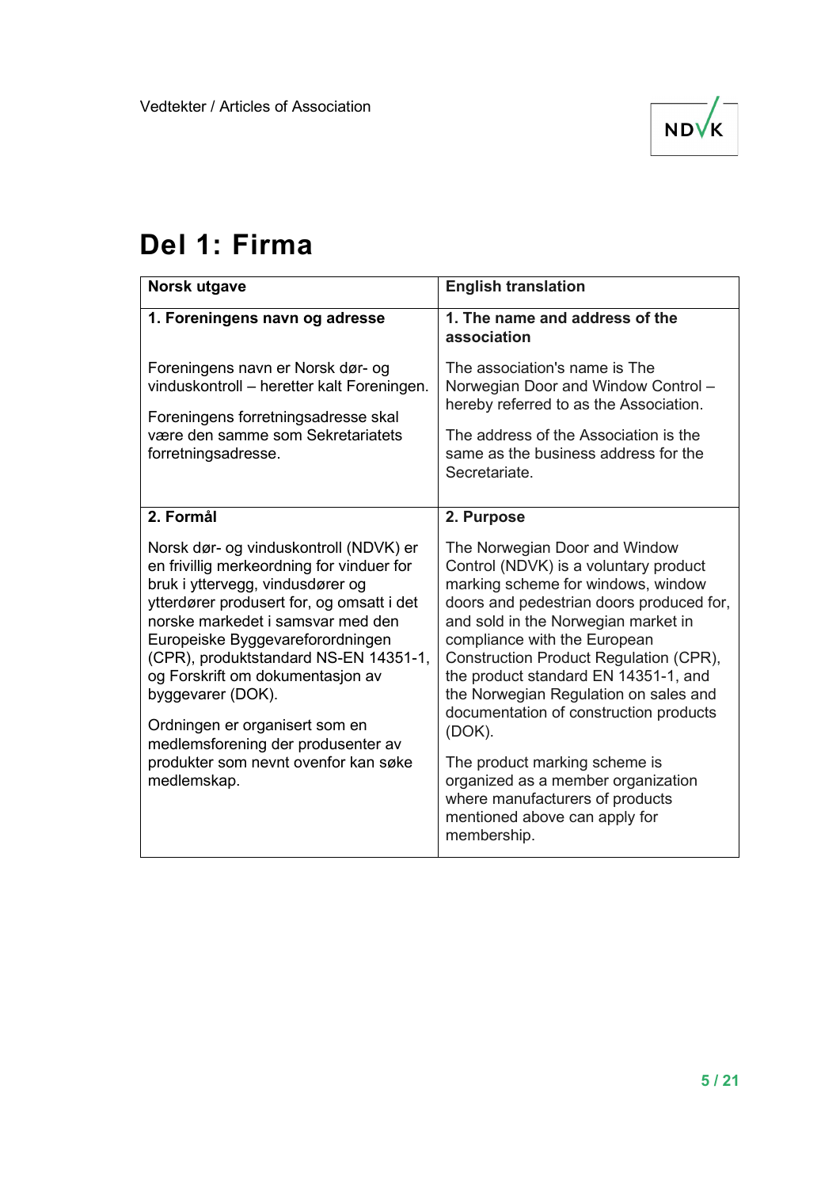# Del 1: Firma

| Norsk utgave | English translation |
|---|---|
| **1. Foreningens navn og adresse**<br><br>Foreningens navn er Norsk dør- og vinduskontroll – heretter kalt Foreningen.<br><br>Foreningens forretningsadresse skal være den samme som Sekretariatets forretningsadresse. | **1. The name and address of the association**<br><br>The association's name is The Norwegian Door and Window Control – hereby referred to as the Association.<br><br>The address of the Association is the same as the business address for the Secretariate. |
| **2. Formål**<br><br>Norsk dør- og vinduskontroll (NDVK) er en frivillig merkeordning for vinduer for bruk i yttervegg, vindusdører og ytterdører produsert for, og omsatt i det norske markedet i samsvar med den Europeiske Byggevareforordningen (CPR), produktstandard NS-EN 14351-1, og Forskrift om dokumentasjon av byggevarer (DOK).<br><br>Ordningen er organisert som en medlemsforening der produsenter av produkter som nevnt ovenfor kan søke medlemskap. | **2. Purpose**<br><br>The Norwegian Door and Window Control (NDVK) is a voluntary product marking scheme for windows, window doors and pedestrian doors produced for, and sold in the Norwegian market in compliance with the European Construction Product Regulation (CPR), the product standard EN 14351-1, and the Norwegian Regulation on sales and documentation of construction products (DOK).<br><br>The product marking scheme is organized as a member organization where manufacturers of products mentioned above can apply for membership. |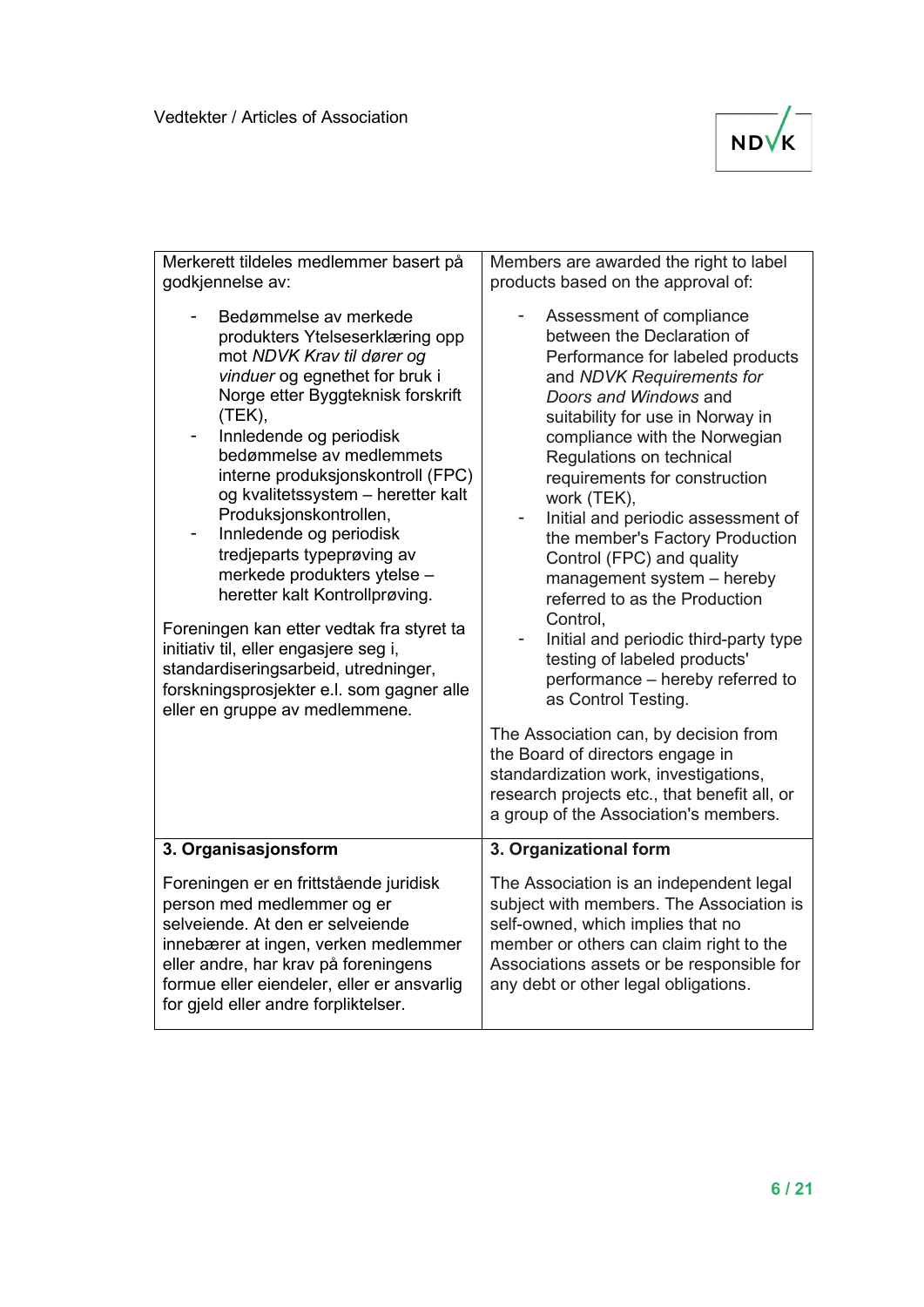| Merkerett tildeles medlemmer basert på godkjennelse av:<br><br>- Bedømmelse av merkede produkters Ytelseserklæring opp mot *NDVK Krav til dører og vinduer* og egnethet for bruk i Norge etter Byggteknisk forskrift (TEK),<br>- Innledende og periodisk bedømmelse av medlemmets interne produksjonskontroll (FPC) og kvalitetssystem – heretter kalt Produksjonskontrollen,<br>- Innledende og periodisk tredjeparts typeprøving av merkede produkters ytelse – heretter kalt Kontrollprøving.<br><br>Foreningen kan etter vedtak fra styret ta initiativ til, eller engasjere seg i, standardiseringsarbeid, utredninger, forskningsprosjekter e.l. som gagner alle eller en gruppe av medlemmene. | Members are awarded the right to label products based on the approval of:<br><br>- Assessment of compliance between the Declaration of Performance for labeled products and *NDVK Requirements for Doors and Windows* and suitability for use in Norway in compliance with the Norwegian Regulations on technical requirements for construction work (TEK),<br>- Initial and periodic assessment of the member's Factory Production Control (FPC) and quality management system – hereby referred to as the Production Control,<br>- Initial and periodic third-party type testing of labeled products' performance – hereby referred to as Control Testing.<br><br>The Association can, by decision from the Board of directors engage in standardization work, investigations, research projects etc., that benefit all, or a group of the Association's members. |
|---|---|
| **3. Organisasjonsform**<br><br>Foreningen er en frittstående juridisk person med medlemmer og er selveiende. At den er selveiende innebærer at ingen, verken medlemmer eller andre, har krav på foreningens formue eller eiendeler, eller er ansvarlig for gjeld eller andre forpliktelser. | **3. Organizational form**<br><br>The Association is an independent legal subject with members. The Association is self-owned, which implies that no member or others can claim right to the Associations assets or be responsible for any debt or other legal obligations. |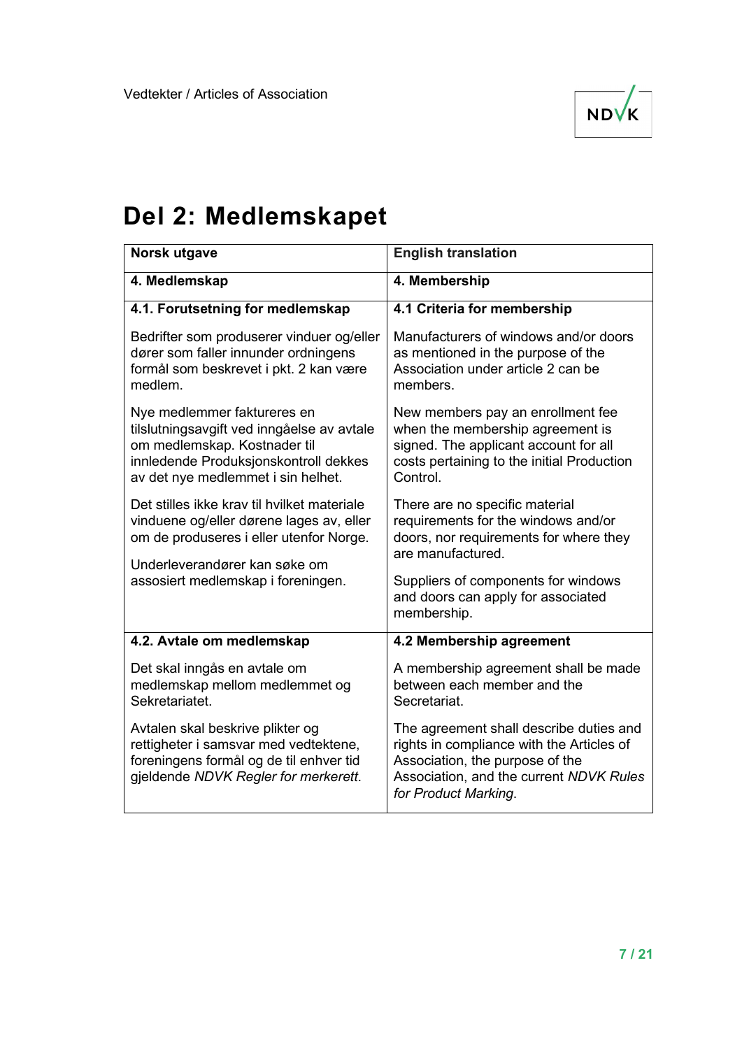# Del 2: Medlemskapet

| Norsk utgave | English translation |
|---|---|
| **4. Medlemskap** | **4. Membership** |
| **4.1. Forutsetning for medlemskap**<br><br>Bedrifter som produserer vinduer og/eller dører som faller innunder ordningens formål som beskrevet i pkt. 2 kan være medlem.<br><br>Nye medlemmer faktureres en tilslutningsavgift ved inngåelse av avtale om medlemskap. Kostnader til innledende Produksjonskontroll dekkes av det nye medlemmet i sin helhet.<br><br>Det stilles ikke krav til hvilket materiale vinduene og/eller dørene lages av, eller om de produseres i eller utenfor Norge.<br><br>Underleverandører kan søke om assosiert medlemskap i foreningen. | **4.1 Criteria for membership**<br><br>Manufacturers of windows and/or doors as mentioned in the purpose of the Association under article 2 can be members.<br><br>New members pay an enrollment fee when the membership agreement is signed. The applicant account for all costs pertaining to the initial Production Control.<br><br>There are no specific material requirements for the windows and/or doors, nor requirements for where they are manufactured.<br><br>Suppliers of components for windows and doors can apply for associated membership. |
| **4.2. Avtale om medlemskap**<br><br>Det skal inngås en avtale om medlemskap mellom medlemmet og Sekretariatet.<br><br>Avtalen skal beskrive plikter og rettigheter i samsvar med vedtektene, foreningens formål og de til enhver tid gjeldende *NDVK Regler for merkerett*. | **4.2 Membership agreement**<br><br>A membership agreement shall be made between each member and the Secretariat.<br><br>The agreement shall describe duties and rights in compliance with the Articles of Association, the purpose of the Association, and the current *NDVK Rules for Product Marking*. |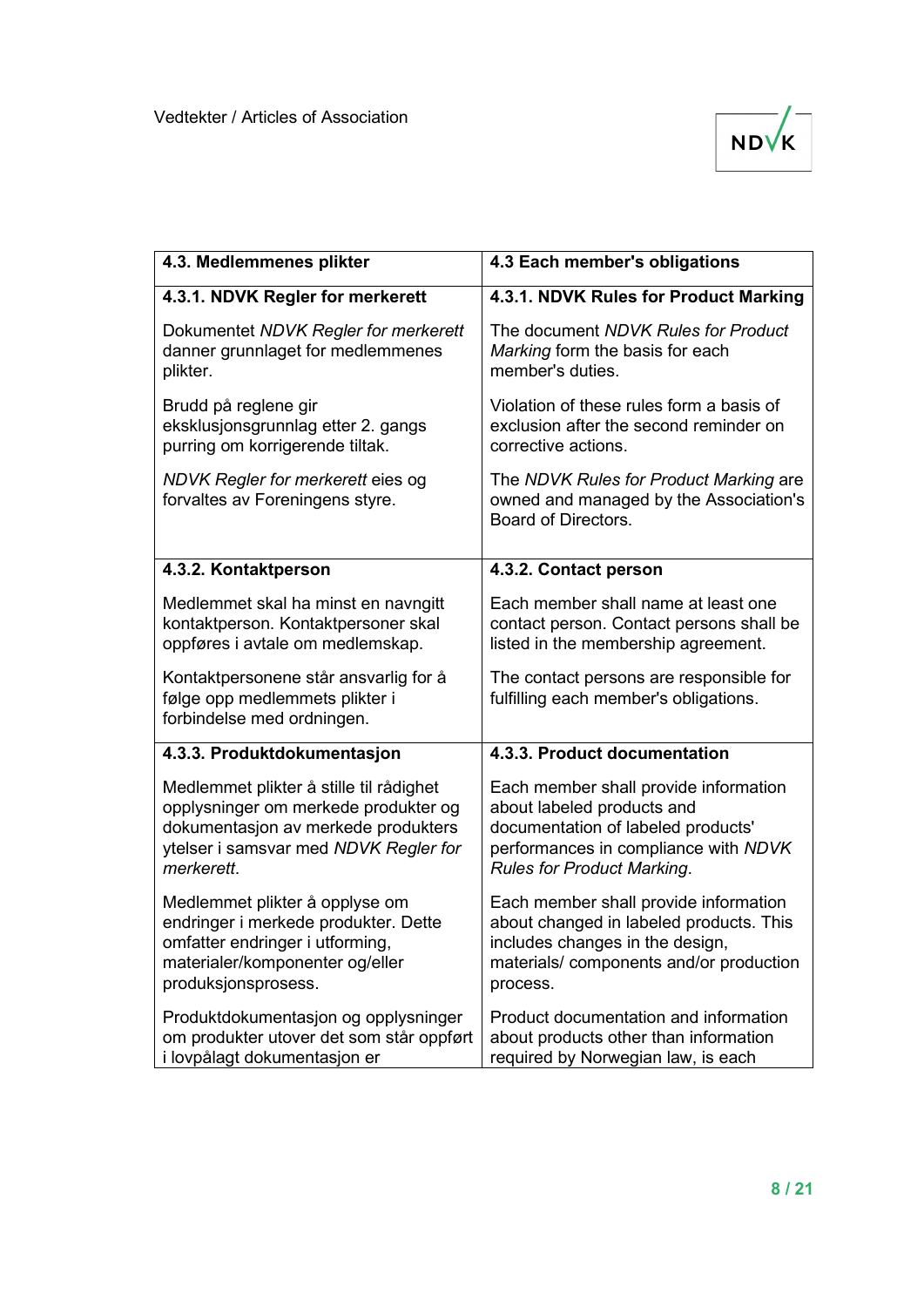| 4.3. Medlemmenes plikter | 4.3 Each member's obligations |
|---|---|
| **4.3.1. NDVK Regler for merkerett**<br><br>Dokumentet *NDVK Regler for merkerett* danner grunnlaget for medlemmenes plikter.<br><br>Brudd på reglene gir eksklusjonsgrunnlag etter 2. gangs purring om korrigerende tiltak.<br><br>*NDVK Regler for merkerett* eies og forvaltes av Foreningens styre. | **4.3.1. NDVK Rules for Product Marking**<br><br>The document *NDVK Rules for Product Marking* form the basis for each member's duties.<br><br>Violation of these rules form a basis of exclusion after the second reminder on corrective actions.<br><br>The *NDVK Rules for Product Marking* are owned and managed by the Association's Board of Directors. |
| **4.3.2. Kontaktperson**<br><br>Medlemmet skal ha minst en navngitt kontaktperson. Kontaktpersoner skal oppføres i avtale om medlemskap.<br><br>Kontaktpersonene står ansvarlig for å følge opp medlemmets plikter i forbindelse med ordningen. | **4.3.2. Contact person**<br><br>Each member shall name at least one contact person. Contact persons shall be listed in the membership agreement.<br><br>The contact persons are responsible for fulfilling each member's obligations. |
| **4.3.3. Produktdokumentasjon**<br><br>Medlemmet plikter å stille til rådighet opplysninger om merkede produkter og dokumentasjon av merkede produkters ytelser i samsvar med *NDVK Regler for merkerett*.<br><br>Medlemmet plikter å opplyse om endringer i merkede produkter. Dette omfatter endringer i utforming, materialer/komponenter og/eller produksjonsprosess.<br><br>Produktdokumentasjon og opplysninger om produkter utover det som står oppført i lovpålagt dokumentasjon er | **4.3.3. Product documentation**<br><br>Each member shall provide information about labeled products and documentation of labeled products' performances in compliance with *NDVK Rules for Product Marking*.<br><br>Each member shall provide information about changed in labeled products. This includes changes in the design, materials/ components and/or production process.<br><br>Product documentation and information about products other than information required by Norwegian law, is each |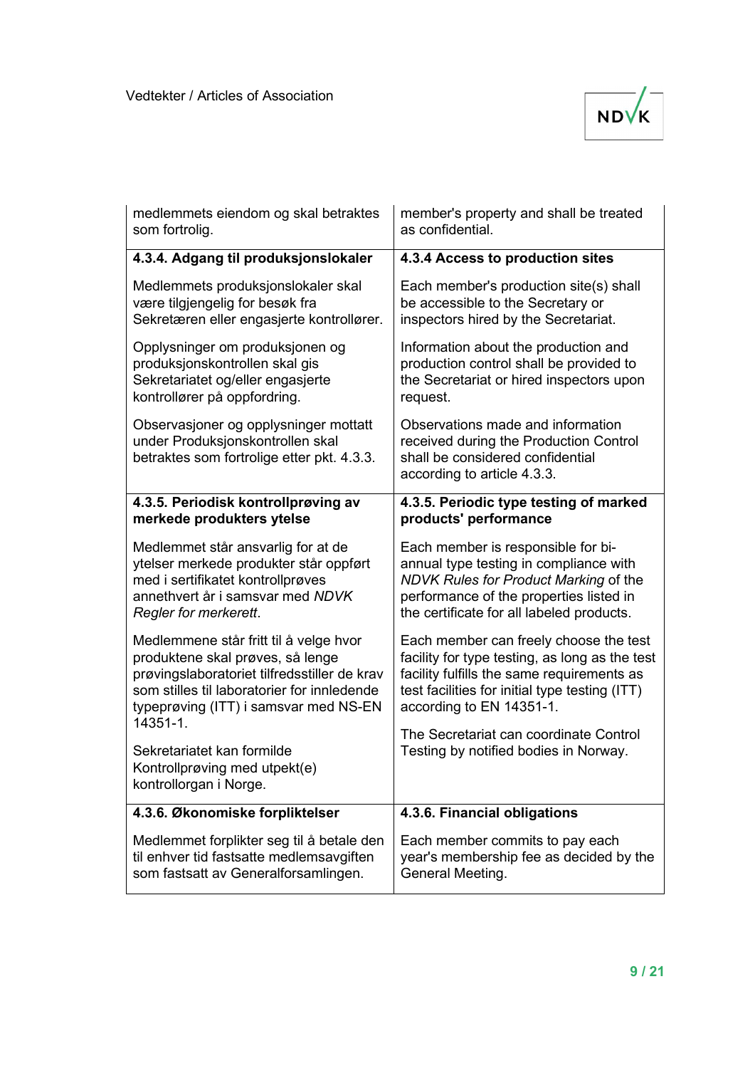| | |
|---|---|
| medlemmets eiendom og skal betraktes som fortrolig. | member's property and shall be treated as confidential. |
| **4.3.4. Adgang til produksjonslokaler**<br><br>Medlemmets produksjonslokaler skal være tilgjengelig for besøk fra Sekretæren eller engasjerte kontrollører.<br><br>Opplysninger om produksjonen og produksjonskontrollen skal gis Sekretariatet og/eller engasjerte kontrollører på oppfordring.<br><br>Observasjoner og opplysninger mottatt under Produksjonskontrollen skal betraktes som fortrolige etter pkt. 4.3.3. | **4.3.4 Access to production sites**<br><br>Each member's production site(s) shall be accessible to the Secretary or inspectors hired by the Secretariat.<br><br>Information about the production and production control shall be provided to the Secretariat or hired inspectors upon request.<br><br>Observations made and information received during the Production Control shall be considered confidential according to article 4.3.3. |
| **4.3.5. Periodisk kontrollprøving av merkede produkters ytelse**<br><br>Medlemmet står ansvarlig for at de ytelser merkede produkter står oppført med i sertifikatet kontrollprøves annethvert år i samsvar med *NDVK Regler for merkerett*.<br><br>Medlemmene står fritt til å velge hvor produktene skal prøves, så lenge prøvingslaboratoriet tilfredsstiller de krav som stilles til laboratorier for innledende typeprøving (ITT) i samsvar med NS-EN 14351-1.<br><br>Sekretariatet kan formilde Kontrollprøving med utpekt(e) kontrollorgan i Norge. | **4.3.5. Periodic type testing of marked products' performance**<br><br>Each member is responsible for bi-annual type testing in compliance with *NDVK Rules for Product Marking* of the performance of the properties listed in the certificate for all labeled products.<br><br>Each member can freely choose the test facility for type testing, as long as the test facility fulfills the same requirements as test facilities for initial type testing (ITT) according to EN 14351-1.<br><br>The Secretariat can coordinate Control Testing by notified bodies in Norway. |
| **4.3.6. Økonomiske forpliktelser**<br><br>Medlemmet forplikter seg til å betale den til enhver tid fastsatte medlemsavgiften som fastsatt av Generalforsamlingen. | **4.3.6. Financial obligations**<br><br>Each member commits to pay each year's membership fee as decided by the General Meeting. |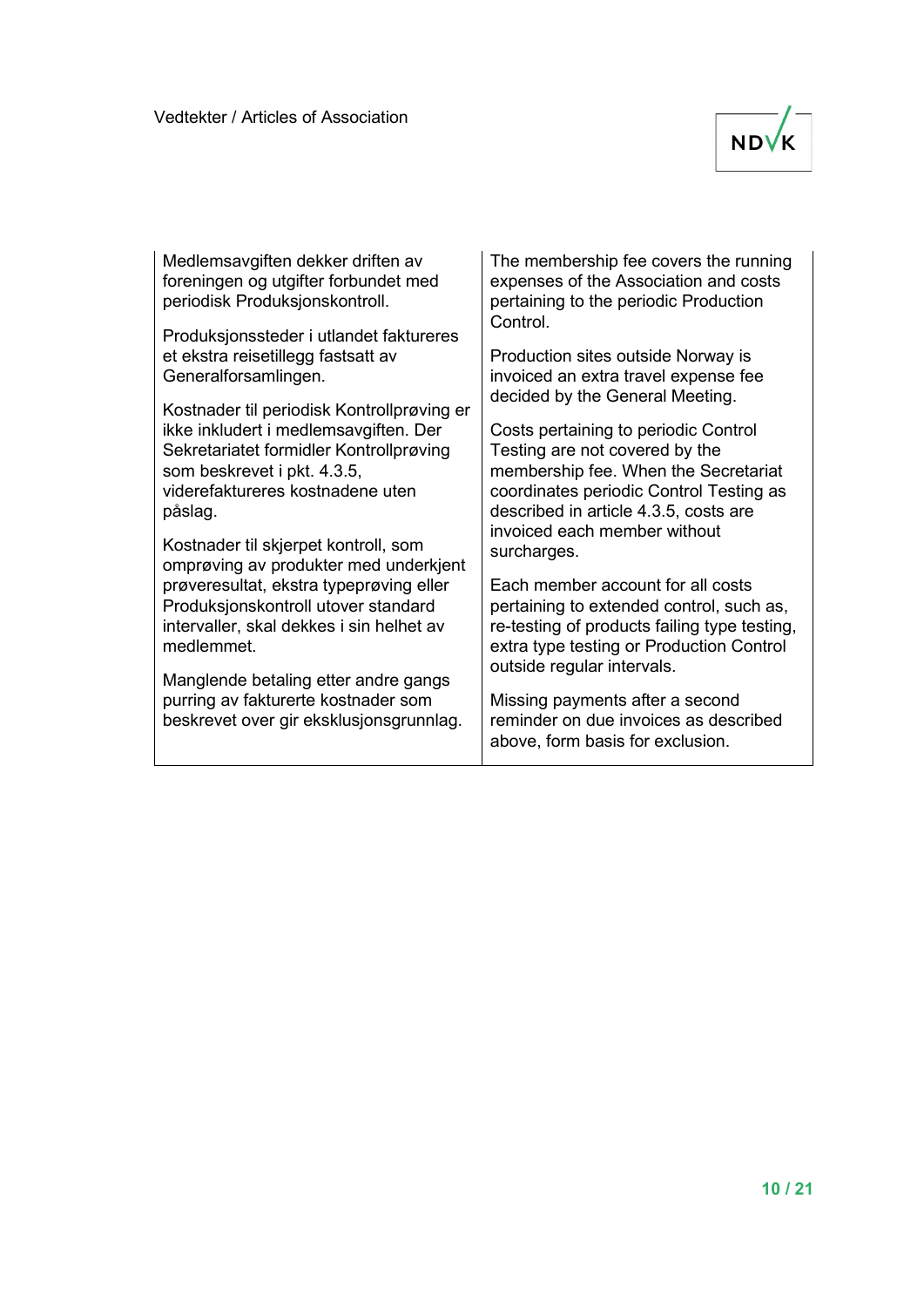| Medlemsavgiften dekker driften av foreningen og utgifter forbundet med periodisk Produksjonskontroll.<br><br>Produksjonssteder i utlandet faktureres et ekstra reisetillegg fastsatt av Generalforsamlingen.<br><br>Kostnader til periodisk Kontrollprøving er ikke inkludert i medlemsavgiften. Der Sekretariatet formidler Kontrollprøving som beskrevet i pkt. 4.3.5, viderefaktureres kostnadene uten påslag.<br><br>Kostnader til skjerpet kontroll, som omprøving av produkter med underkjent prøveresultat, ekstra typeprøving eller Produksjonskontroll utover standard intervaller, skal dekkes i sin helhet av medlemmet.<br><br>Manglende betaling etter andre gangs purring av fakturerte kostnader som beskrevet over gir eksklusjonsgrunnlag. | The membership fee covers the running expenses of the Association and costs pertaining to the periodic Production Control.<br><br>Production sites outside Norway is invoiced an extra travel expense fee decided by the General Meeting.<br><br>Costs pertaining to periodic Control Testing are not covered by the membership fee. When the Secretariat coordinates periodic Control Testing as described in article 4.3.5, costs are invoiced each member without surcharges.<br><br>Each member account for all costs pertaining to extended control, such as, re-testing of products failing type testing, extra type testing or Production Control outside regular intervals.<br><br>Missing payments after a second reminder on due invoices as described above, form basis for exclusion. |
|---|---|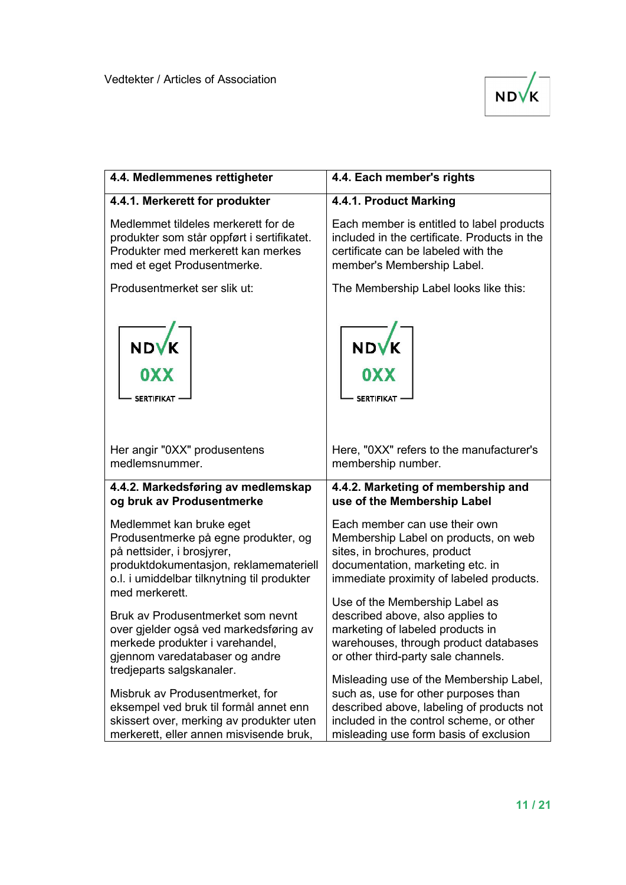| 4.4. Medlemmenes rettigheter | 4.4. Each member's rights |
|---|---|
| **4.4.1. Merkerett for produkter** | **4.4.1. Product Marking** |
| Medlemmet tildeles merkerett for de produkter som står oppført i sertifikatet. Produkter med merkerett kan merkes med et eget Produsentmerke.<br><br>Produsentmerket ser slik ut:<br><br>NDVK 0XX SERTIFIKAT<br><br>Her angir "0XX" produsentens medlemsnummer. | Each member is entitled to label products included in the certificate. Products in the certificate can be labeled with the member's Membership Label.<br><br>The Membership Label looks like this:<br><br>NDVK 0XX SERTIFIKAT<br><br>Here, "0XX" refers to the manufacturer's membership number. |
| **4.4.2. Markedsføring av medlemskap og bruk av Produsentmerke** | **4.4.2. Marketing of membership and use of the Membership Label** |
| Medlemmet kan bruke eget Produsentmerke på egne produkter, og på nettsider, i brosjyrer, produktdokumentasjon, reklamemateriell o.l. i umiddelbar tilknytning til produkter med merkerett.<br><br>Bruk av Produsentmerket som nevnt over gjelder også ved markedsføring av merkede produkter i varehandel, gjennom varedatabaser og andre tredjeparts salgskanaler.<br><br>Misbruk av Produsentmerket, for eksempel ved bruk til formål annet enn skissert over, merking av produkter uten merkerett, eller annen misvisende bruk, | Each member can use their own Membership Label on products, on web sites, in brochures, product documentation, marketing etc. in immediate proximity of labeled products.<br><br>Use of the Membership Label as described above, also applies to marketing of labeled products in warehouses, through product databases or other third-party sale channels.<br><br>Misleading use of the Membership Label, such as, use for other purposes than described above, labeling of products not included in the control scheme, or other misleading use form basis of exclusion |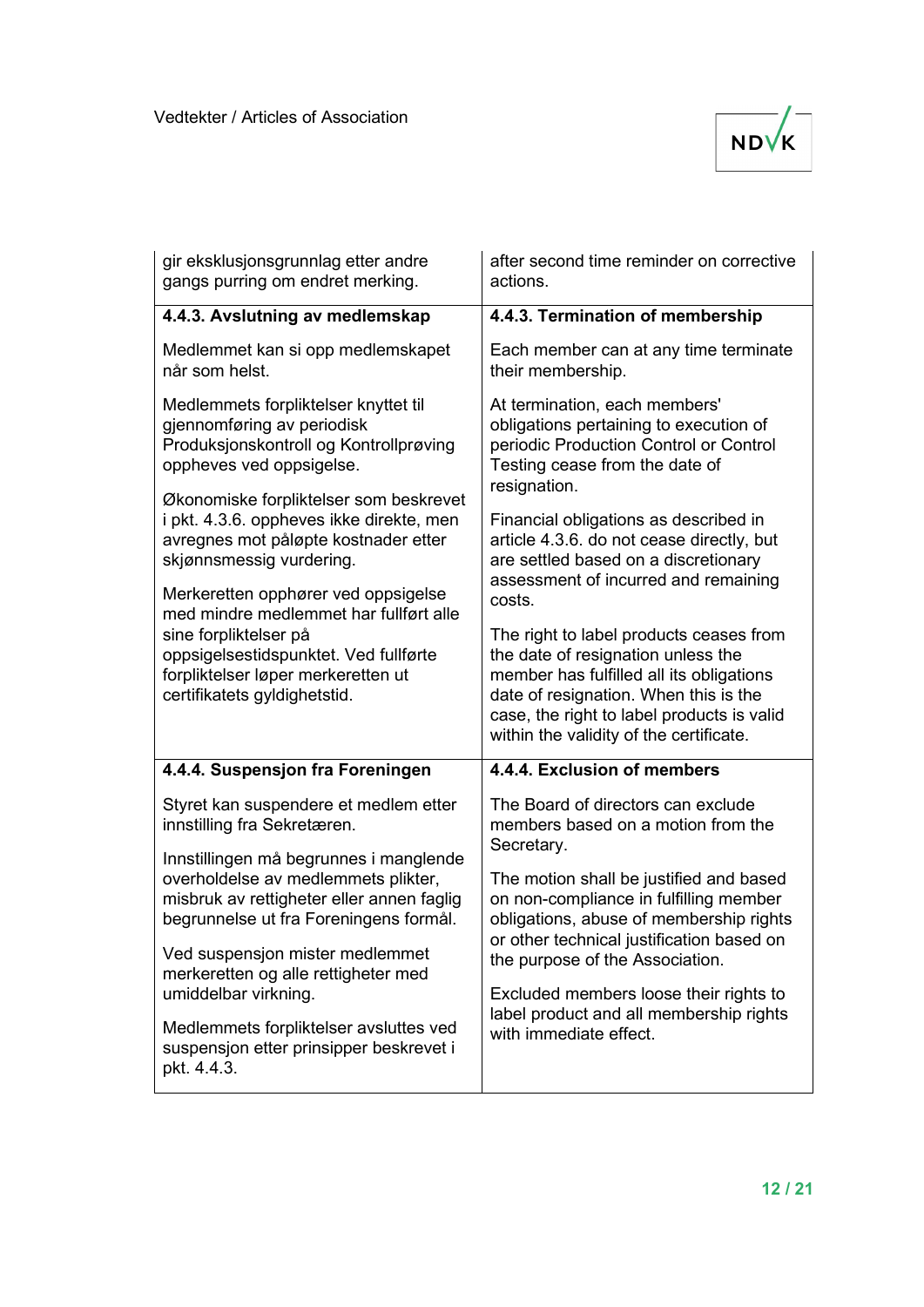| gir eksklusjonsgrunnlag etter andre gangs purring om endret merking. | after second time reminder on corrective actions. |
|---|---|
| **4.4.3. Avslutning av medlemskap**<br><br>Medlemmet kan si opp medlemskapet når som helst.<br><br>Medlemmets forpliktelser knyttet til gjennomføring av periodisk Produksjonskontroll og Kontrollprøving oppheves ved oppsigelse.<br><br>Økonomiske forpliktelser som beskrevet i pkt. 4.3.6. oppheves ikke direkte, men avregnes mot påløpte kostnader etter skjønnsmessig vurdering.<br><br>Merkeretten opphører ved oppsigelse med mindre medlemmet har fullført alle sine forpliktelser på oppsigelsestidspunktet. Ved fullførte forpliktelser løper merkeretten ut certifikatets gyldighetstid. | **4.4.3. Termination of membership**<br><br>Each member can at any time terminate their membership.<br><br>At termination, each members' obligations pertaining to execution of periodic Production Control or Control Testing cease from the date of resignation.<br><br>Financial obligations as described in article 4.3.6. do not cease directly, but are settled based on a discretionary assessment of incurred and remaining costs.<br><br>The right to label products ceases from the date of resignation unless the member has fulfilled all its obligations date of resignation. When this is the case, the right to label products is valid within the validity of the certificate. |
| **4.4.4. Suspensjon fra Foreningen**<br><br>Styret kan suspendere et medlem etter innstilling fra Sekretæren.<br><br>Innstillingen må begrunnes i manglende overholdelse av medlemmets plikter, misbruk av rettigheter eller annen faglig begrunnelse ut fra Foreningens formål.<br><br>Ved suspensjon mister medlemmet merkeretten og alle rettigheter med umiddelbar virkning.<br><br>Medlemmets forpliktelser avsluttes ved suspensjon etter prinsipper beskrevet i pkt. 4.4.3. | **4.4.4. Exclusion of members**<br><br>The Board of directors can exclude members based on a motion from the Secretary.<br><br>The motion shall be justified and based on non-compliance in fulfilling member obligations, abuse of membership rights or other technical justification based on the purpose of the Association.<br><br>Excluded members loose their rights to label product and all membership rights with immediate effect. |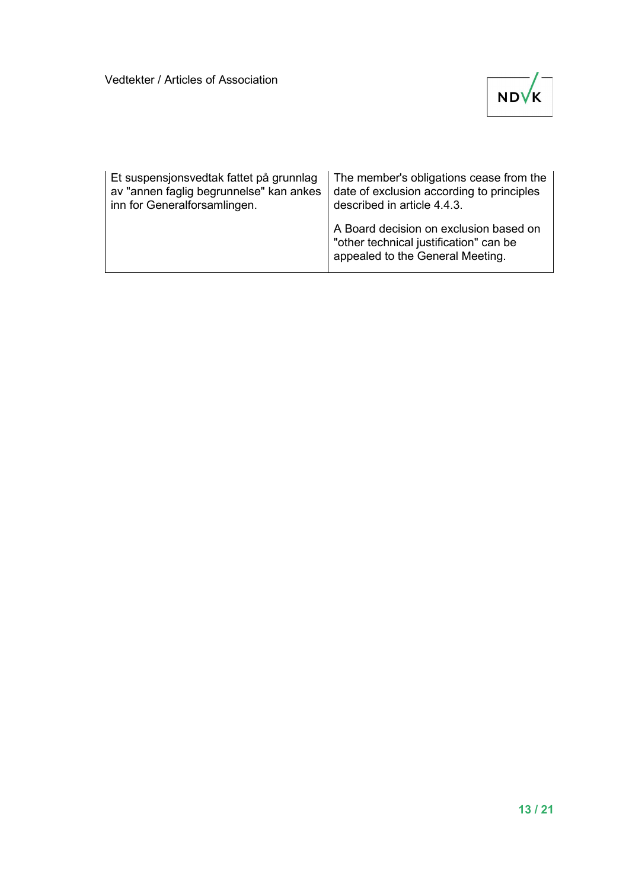| | |
|---|---|
| Et suspensjonsvedtak fattet på grunnlag av "annen faglig begrunnelse" kan ankes inn for Generalforsamlingen. | The member's obligations cease from the date of exclusion according to principles described in article 4.4.3.<br><br>A Board decision on exclusion based on "other technical justification" can be appealed to the General Meeting. |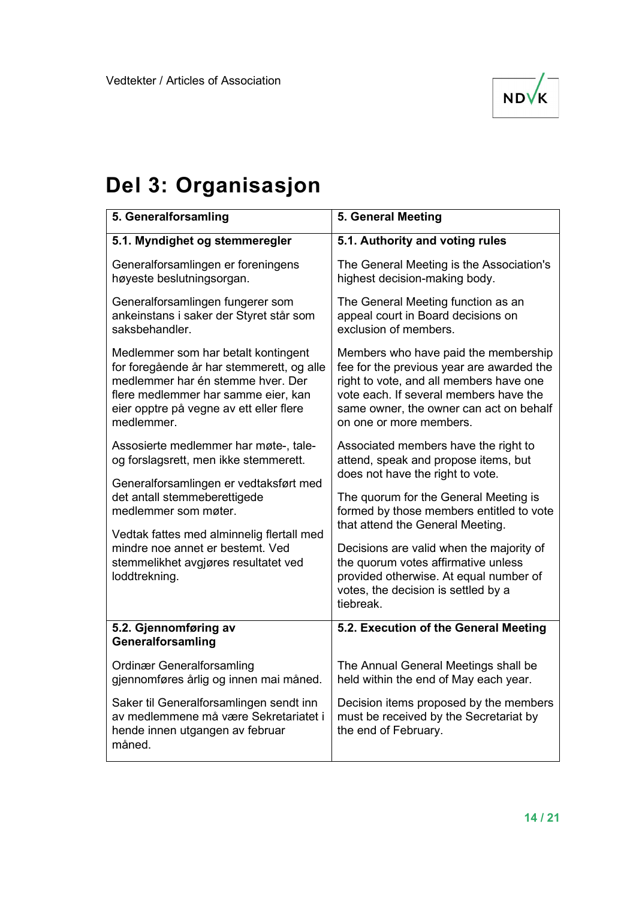# Del 3: Organisasjon

| 5. Generalforsamling | 5. General Meeting |
|---|---|
| **5.1. Myndighet og stemmeregler** | **5.1. Authority and voting rules** |
| Generalforsamlingen er foreningens høyeste beslutningsorgan.<br><br>Generalforsamlingen fungerer som ankeinstans i saker der Styret står som saksbehandler.<br><br>Medlemmer som har betalt kontingent for foregående år har stemmerett, og alle medlemmer har én stemme hver. Der flere medlemmer har samme eier, kan eier opptre på vegne av ett eller flere medlemmer.<br><br>Assosierte medlemmer har møte-, tale- og forslagsrett, men ikke stemmerett.<br><br>Generalforsamlingen er vedtaksført med det antall stemmeberettigede medlemmer som møter.<br><br>Vedtak fattes med alminnelig flertall med mindre noe annet er bestemt. Ved stemmelikhet avgjøres resultatet ved loddtrekning. | The General Meeting is the Association's highest decision-making body.<br><br>The General Meeting function as an appeal court in Board decisions on exclusion of members.<br><br>Members who have paid the membership fee for the previous year are awarded the right to vote, and all members have one vote each. If several members have the same owner, the owner can act on behalf on one or more members.<br><br>Associated members have the right to attend, speak and propose items, but does not have the right to vote.<br><br>The quorum for the General Meeting is formed by those members entitled to vote that attend the General Meeting.<br><br>Decisions are valid when the majority of the quorum votes affirmative unless provided otherwise. At equal number of votes, the decision is settled by a tiebreak. |
| **5.2. Gjennomføring av Generalforsamling** | **5.2. Execution of the General Meeting** |
| Ordinær Generalforsamling gjennomføres årlig og innen mai måned.<br><br>Saker til Generalforsamlingen sendt inn av medlemmene må være Sekretariatet i hende innen utgangen av februar måned. | The Annual General Meetings shall be held within the end of May each year.<br><br>Decision items proposed by the members must be received by the Secretariat by the end of February. |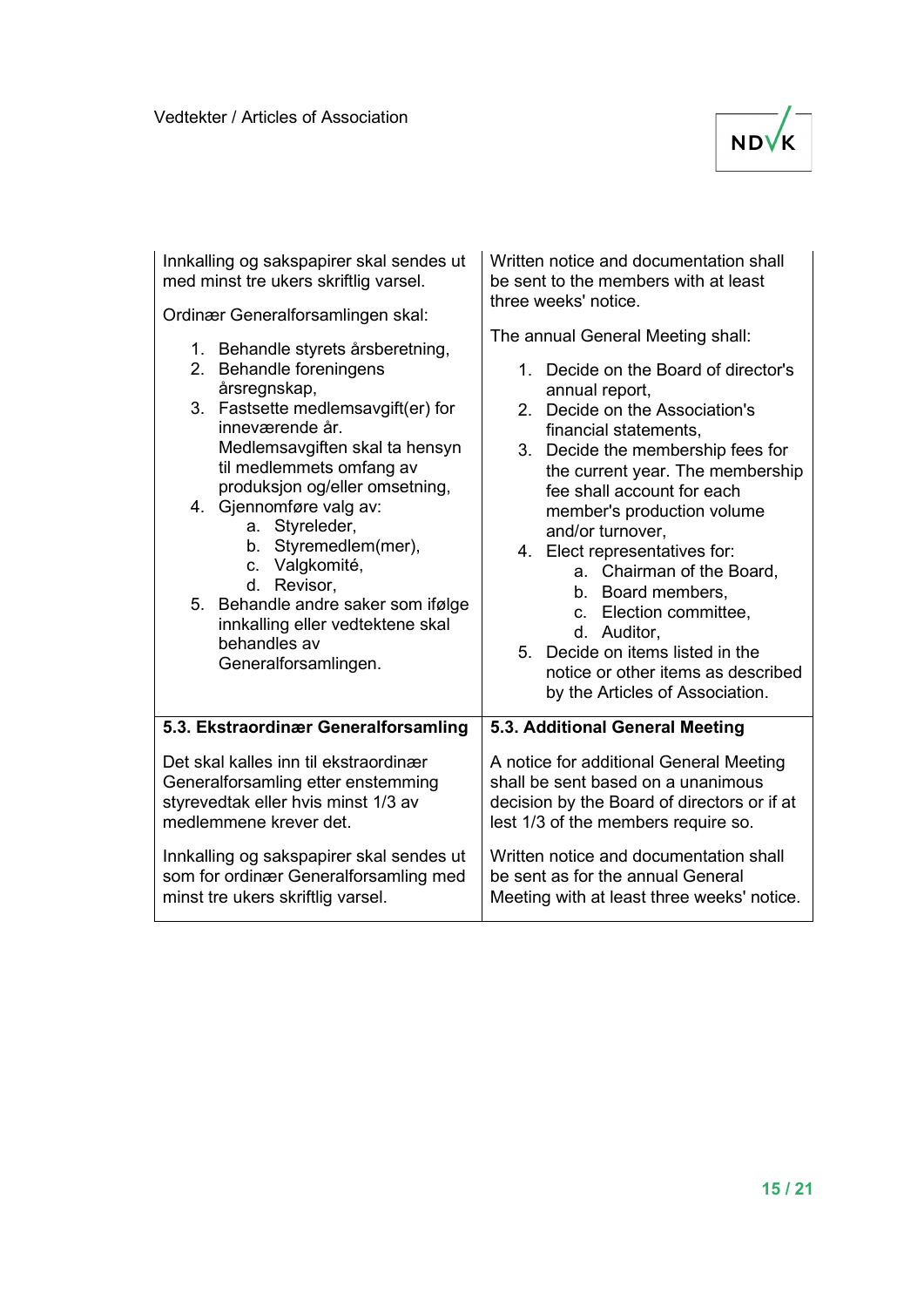| Innkalling og sakspapirer skal sendes ut med minst tre ukers skriftlig varsel.<br><br>Ordinær Generalforsamlingen skal:<br><br>1. Behandle styrets årsberetning,<br>2. Behandle foreningens årsregnskap,<br>3. Fastsette medlemsavgift(er) for inneværende år. Medlemsavgiften skal ta hensyn til medlemmets omfang av produksjon og/eller omsetning,<br>4. Gjennomføre valg av:<br>&nbsp;&nbsp;&nbsp;&nbsp;a. Styreleder,<br>&nbsp;&nbsp;&nbsp;&nbsp;b. Styremedlem(mer),<br>&nbsp;&nbsp;&nbsp;&nbsp;c. Valgkomité,<br>&nbsp;&nbsp;&nbsp;&nbsp;d. Revisor,<br>5. Behandle andre saker som ifølge innkalling eller vedtektene skal behandles av Generalforsamlingen. | Written notice and documentation shall be sent to the members with at least three weeks' notice.<br><br>The annual General Meeting shall:<br><br>1. Decide on the Board of director's annual report,<br>2. Decide on the Association's financial statements,<br>3. Decide the membership fees for the current year. The membership fee shall account for each member's production volume and/or turnover,<br>4. Elect representatives for:<br>&nbsp;&nbsp;&nbsp;&nbsp;a. Chairman of the Board,<br>&nbsp;&nbsp;&nbsp;&nbsp;b. Board members,<br>&nbsp;&nbsp;&nbsp;&nbsp;c. Election committee,<br>&nbsp;&nbsp;&nbsp;&nbsp;d. Auditor,<br>5. Decide on items listed in the notice or other items as described by the Articles of Association. |
|---|---|
| **5.3. Ekstraordinær Generalforsamling** | **5.3. Additional General Meeting** |
| Det skal kalles inn til ekstraordinær Generalforsamling etter enstemming styrevedtak eller hvis minst 1/3 av medlemmene krever det.<br><br>Innkalling og sakspapirer skal sendes ut som for ordinær Generalforsamling med minst tre ukers skriftlig varsel. | A notice for additional General Meeting shall be sent based on a unanimous decision by the Board of directors or if at lest 1/3 of the members require so.<br><br>Written notice and documentation shall be sent as for the annual General Meeting with at least three weeks' notice. |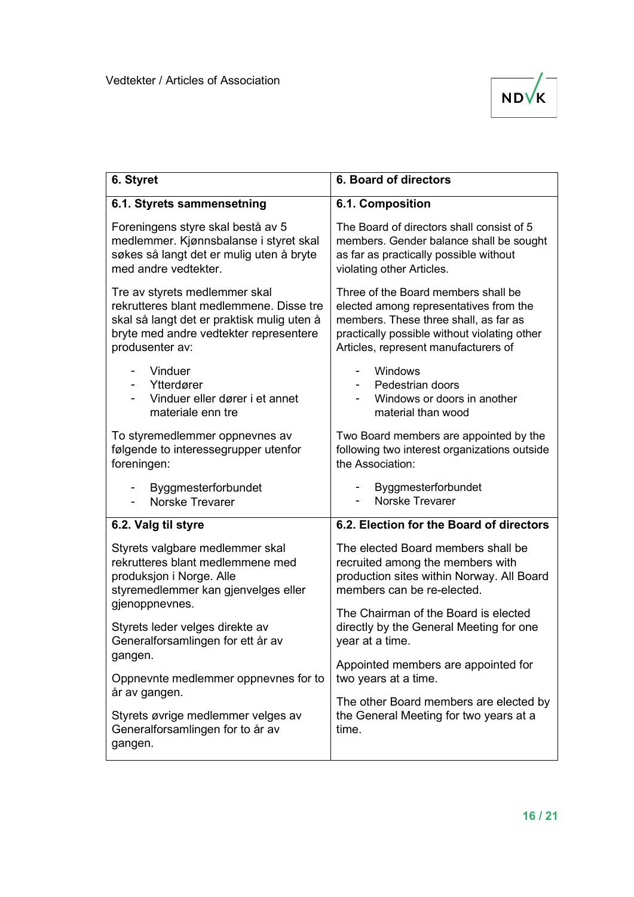| 6. Styret | 6. Board of directors |
| --- | --- |
| **6.1. Styrets sammensetning**<br><br>Foreningens styre skal bestå av 5 medlemmer. Kjønnsbalanse i styret skal søkes så langt det er mulig uten å bryte med andre vedtekter.<br><br>Tre av styrets medlemmer skal rekrutteres blant medlemmene. Disse tre skal så langt det er praktisk mulig uten å bryte med andre vedtekter representere produsenter av:<br><br>- Vinduer<br>- Ytterdører<br>- Vinduer eller dører i et annet materiale enn tre<br><br>To styremedlemmer oppnevnes av følgende to interessegrupper utenfor foreningen:<br><br>- Byggmesterforbundet<br>- Norske Trevarer | **6.1. Composition**<br><br>The Board of directors shall consist of 5 members. Gender balance shall be sought as far as practically possible without violating other Articles.<br><br>Three of the Board members shall be elected among representatives from the members. These three shall, as far as practically possible without violating other Articles, represent manufacturers of<br><br>- Windows<br>- Pedestrian doors<br>- Windows or doors in another material than wood<br><br>Two Board members are appointed by the following two interest organizations outside the Association:<br><br>- Byggmesterforbundet<br>- Norske Trevarer |
| **6.2. Valg til styre**<br><br>Styrets valgbare medlemmer skal rekrutteres blant medlemmene med produksjon i Norge. Alle styremedlemmer kan gjenvelges eller gjenoppnevnes.<br><br>Styrets leder velges direkte av Generalforsamlingen for ett år av gangen.<br><br>Oppnevnte medlemmer oppnevnes for to år av gangen.<br><br>Styrets øvrige medlemmer velges av Generalforsamlingen for to år av gangen. | **6.2. Election for the Board of directors**<br><br>The elected Board members shall be recruited among the members with production sites within Norway. All Board members can be re-elected.<br><br>The Chairman of the Board is elected directly by the General Meeting for one year at a time.<br><br>Appointed members are appointed for two years at a time.<br><br>The other Board members are elected by the General Meeting for two years at a time. |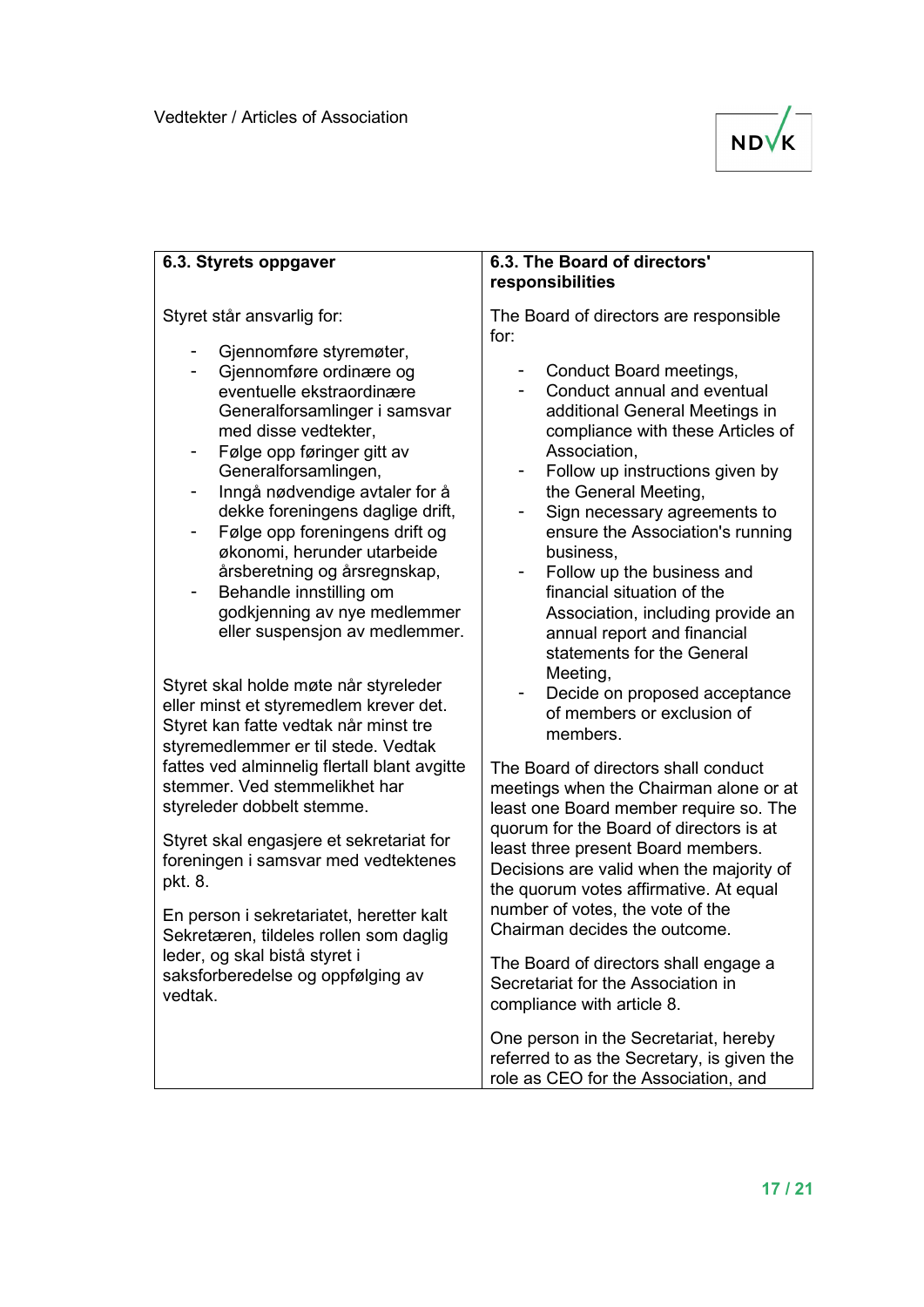| **6.3. Styrets oppgaver** | **6.3. The Board of directors' responsibilities** |
|---|---|
| Styret står ansvarlig for:<br><br>- Gjennomføre styremøter,<br>- Gjennomføre ordinære og eventuelle ekstraordinære Generalforsamlinger i samsvar med disse vedtekter,<br>- Følge opp føringer gitt av Generalforsamlingen,<br>- Inngå nødvendige avtaler for å dekke foreningens daglige drift,<br>- Følge opp foreningens drift og økonomi, herunder utarbeide årsberetning og årsregnskap,<br>- Behandle innstilling om godkjenning av nye medlemmer eller suspensjon av medlemmer.<br><br>Styret skal holde møte når styreleder eller minst et styremedlem krever det. Styret kan fatte vedtak når minst tre styremedlemmer er til stede. Vedtak fattes ved alminnelig flertall blant avgitte stemmer. Ved stemmelikhet har styreleder dobbelt stemme.<br><br>Styret skal engasjere et sekretariat for foreningen i samsvar med vedtektenes pkt. 8.<br><br>En person i sekretariatet, heretter kalt Sekretæren, tildeles rollen som daglig leder, og skal bistå styret i saksforberedelse og oppfølging av vedtak. | The Board of directors are responsible for:<br><br>- Conduct Board meetings,<br>- Conduct annual and eventual additional General Meetings in compliance with these Articles of Association,<br>- Follow up instructions given by the General Meeting,<br>- Sign necessary agreements to ensure the Association's running business,<br>- Follow up the business and financial situation of the Association, including provide an annual report and financial statements for the General Meeting,<br>- Decide on proposed acceptance of members or exclusion of members.<br><br>The Board of directors shall conduct meetings when the Chairman alone or at least one Board member require so. The quorum for the Board of directors is at least three present Board members. Decisions are valid when the majority of the quorum votes affirmative. At equal number of votes, the vote of the Chairman decides the outcome.<br><br>The Board of directors shall engage a Secretariat for the Association in compliance with article 8.<br><br>One person in the Secretariat, hereby referred to as the Secretary, is given the role as CEO for the Association, and |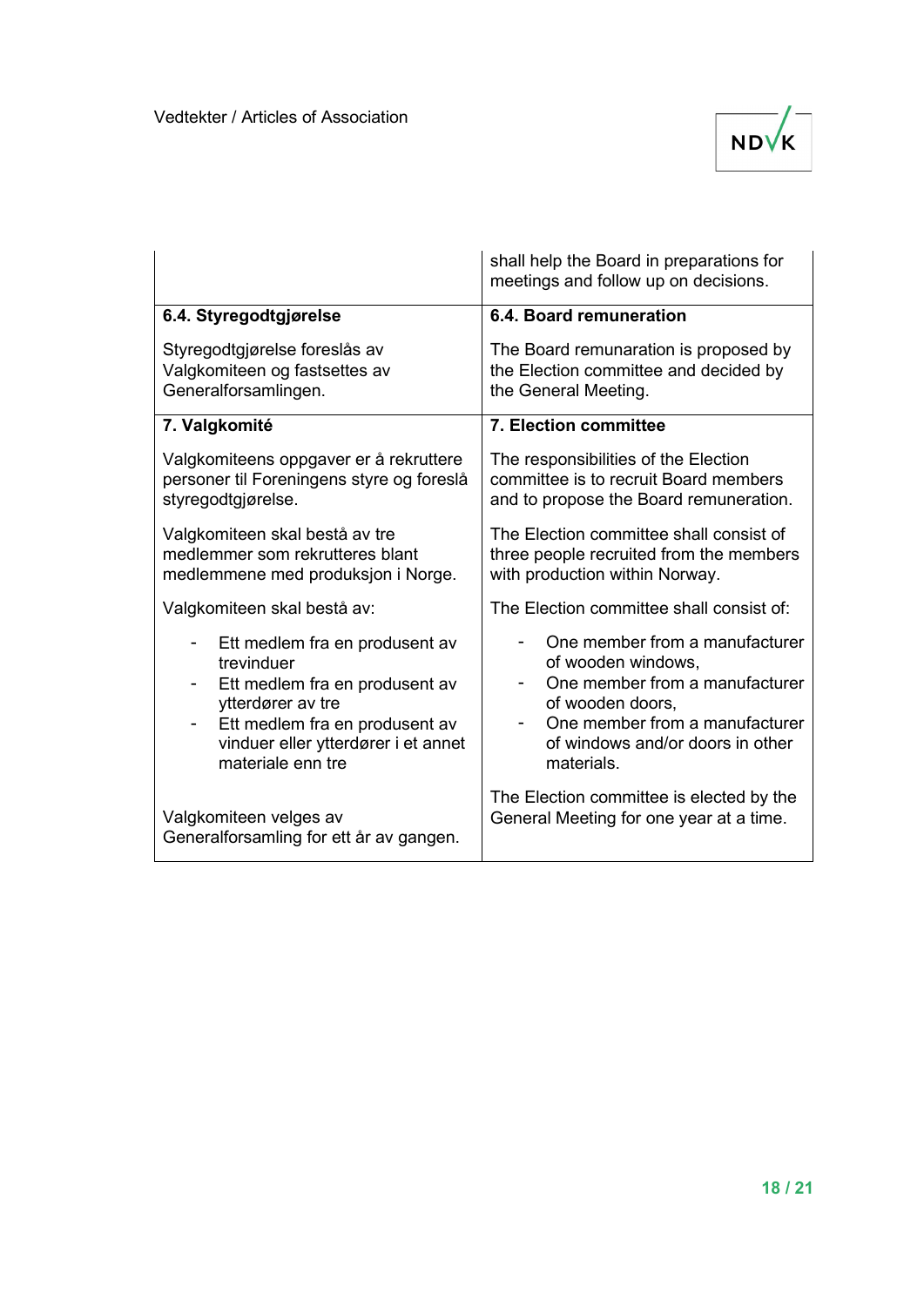| | |
|---|---|
| | shall help the Board in preparations for meetings and follow up on decisions. |
| **6.4. Styregodtgjørelse**<br><br>Styregodtgjørelse foreslås av Valgkomiteen og fastsettes av Generalforsamlingen. | **6.4. Board remuneration**<br><br>The Board remunaration is proposed by the Election committee and decided by the General Meeting. |
| **7. Valgkomité**<br><br>Valgkomiteens oppgaver er å rekruttere personer til Foreningens styre og foreslå styregodtgjørelse.<br><br>Valgkomiteen skal bestå av tre medlemmer som rekrutteres blant medlemmene med produksjon i Norge.<br><br>Valgkomiteen skal bestå av:<br><br>- Ett medlem fra en produsent av trevinduer<br>- Ett medlem fra en produsent av ytterdører av tre<br>- Ett medlem fra en produsent av vinduer eller ytterdører i et annet materiale enn tre<br><br>Valgkomiteen velges av Generalforsamling for ett år av gangen. | **7. Election committee**<br><br>The responsibilities of the Election committee is to recruit Board members and to propose the Board remuneration.<br><br>The Election committee shall consist of three people recruited from the members with production within Norway.<br><br>The Election committee shall consist of:<br><br>- One member from a manufacturer of wooden windows,<br>- One member from a manufacturer of wooden doors,<br>- One member from a manufacturer of windows and/or doors in other materials.<br><br>The Election committee is elected by the General Meeting for one year at a time. |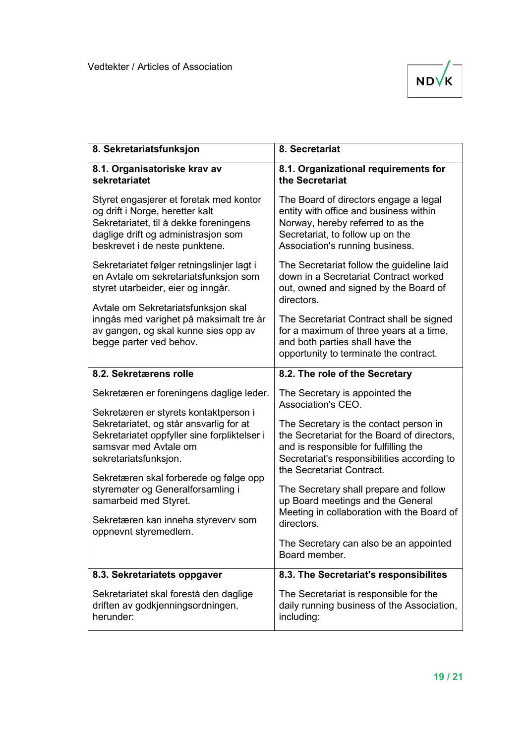| 8. Sekretariatsfunksjon | 8. Secretariat |
|---|---|
| **8.1. Organisatoriske krav av sekretariatet**<br><br>Styret engasjerer et foretak med kontor og drift i Norge, heretter kalt Sekretariatet, til å dekke foreningens daglige drift og administrasjon som beskrevet i de neste punktene.<br><br>Sekretariatet følger retningslinjer lagt i en Avtale om sekretariatsfunksjon som styret utarbeider, eier og inngår.<br><br>Avtale om Sekretariatsfunksjon skal inngås med varighet på maksimalt tre år av gangen, og skal kunne sies opp av begge parter ved behov. | **8.1. Organizational requirements for the Secretariat**<br><br>The Board of directors engage a legal entity with office and business within Norway, hereby referred to as the Secretariat, to follow up on the Association's running business.<br><br>The Secretariat follow the guideline laid down in a Secretariat Contract worked out, owned and signed by the Board of directors.<br><br>The Secretariat Contract shall be signed for a maximum of three years at a time, and both parties shall have the opportunity to terminate the contract. |
| **8.2. Sekretærens rolle**<br><br>Sekretæren er foreningens daglige leder.<br><br>Sekretæren er styrets kontaktperson i Sekretariatet, og står ansvarlig for at Sekretariatet oppfyller sine forpliktelser i samsvar med Avtale om sekretariatsfunksjon.<br><br>Sekretæren skal forberede og følge opp styremøter og Generalforsamling i samarbeid med Styret.<br><br>Sekretæren kan inneha styreverv som oppnevnt styremedlem. | **8.2. The role of the Secretary**<br><br>The Secretary is appointed the Association's CEO.<br><br>The Secretary is the contact person in the Secretariat for the Board of directors, and is responsible for fulfilling the Secretariat's responsibilities according to the Secretariat Contract.<br><br>The Secretary shall prepare and follow up Board meetings and the General Meeting in collaboration with the Board of directors.<br><br>The Secretary can also be an appointed Board member. |
| **8.3. Sekretariatets oppgaver**<br><br>Sekretariatet skal forestå den daglige driften av godkjenningsordningen, herunder: | **8.3. The Secretariat's responsibilites**<br><br>The Secretariat is responsible for the daily running business of the Association, including: |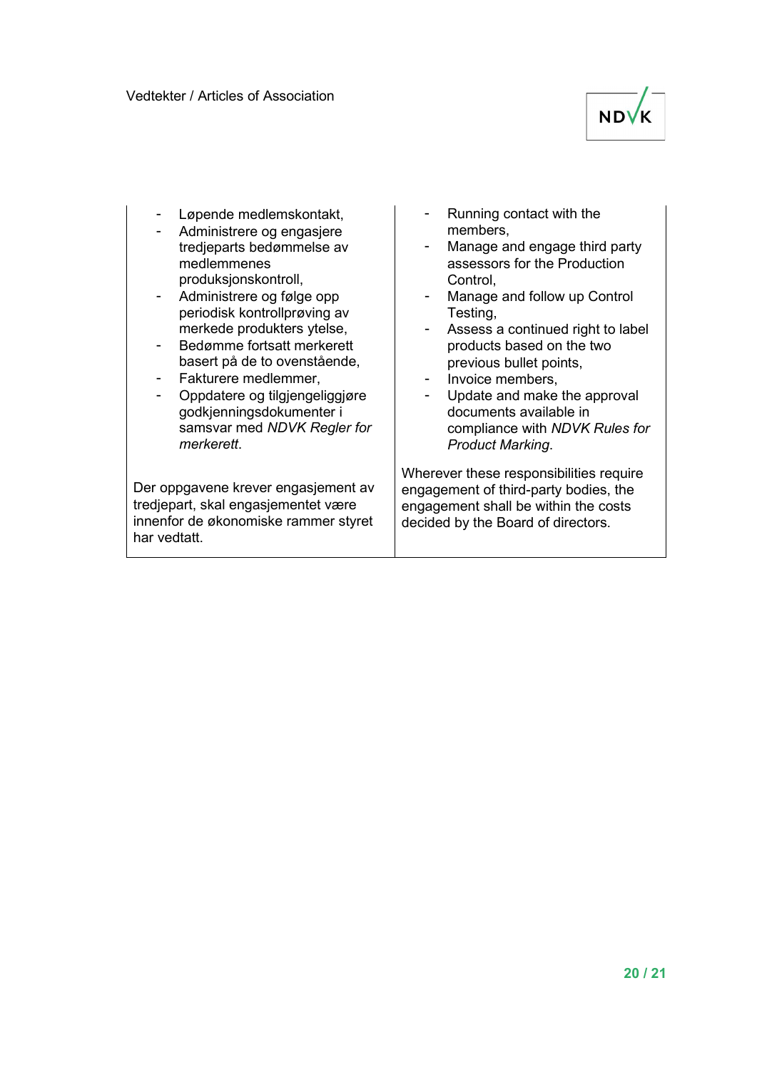| | |
|---|---|
| - Løpende medlemskontakt,<br>- Administrere og engasjere tredjeparts bedømmelse av medlemmenes produksjonskontroll,<br>- Administrere og følge opp periodisk kontrollprøving av merkede produkters ytelse,<br>- Bedømme fortsatt merkerett basert på de to ovenstående,<br>- Fakturere medlemmer,<br>- Oppdatere og tilgjengeliggjøre godkjenningsdokumenter i samsvar med *NDVK Regler for merkerett*.<br><br>Der oppgavene krever engasjement av tredjepart, skal engasjementet være innenfor de økonomiske rammer styret har vedtatt. | - Running contact with the members,<br>- Manage and engage third party assessors for the Production Control,<br>- Manage and follow up Control Testing,<br>- Assess a continued right to label products based on the two previous bullet points,<br>- Invoice members,<br>- Update and make the approval documents available in compliance with *NDVK Rules for Product Marking*.<br><br>Wherever these responsibilities require engagement of third-party bodies, the engagement shall be within the costs decided by the Board of directors. |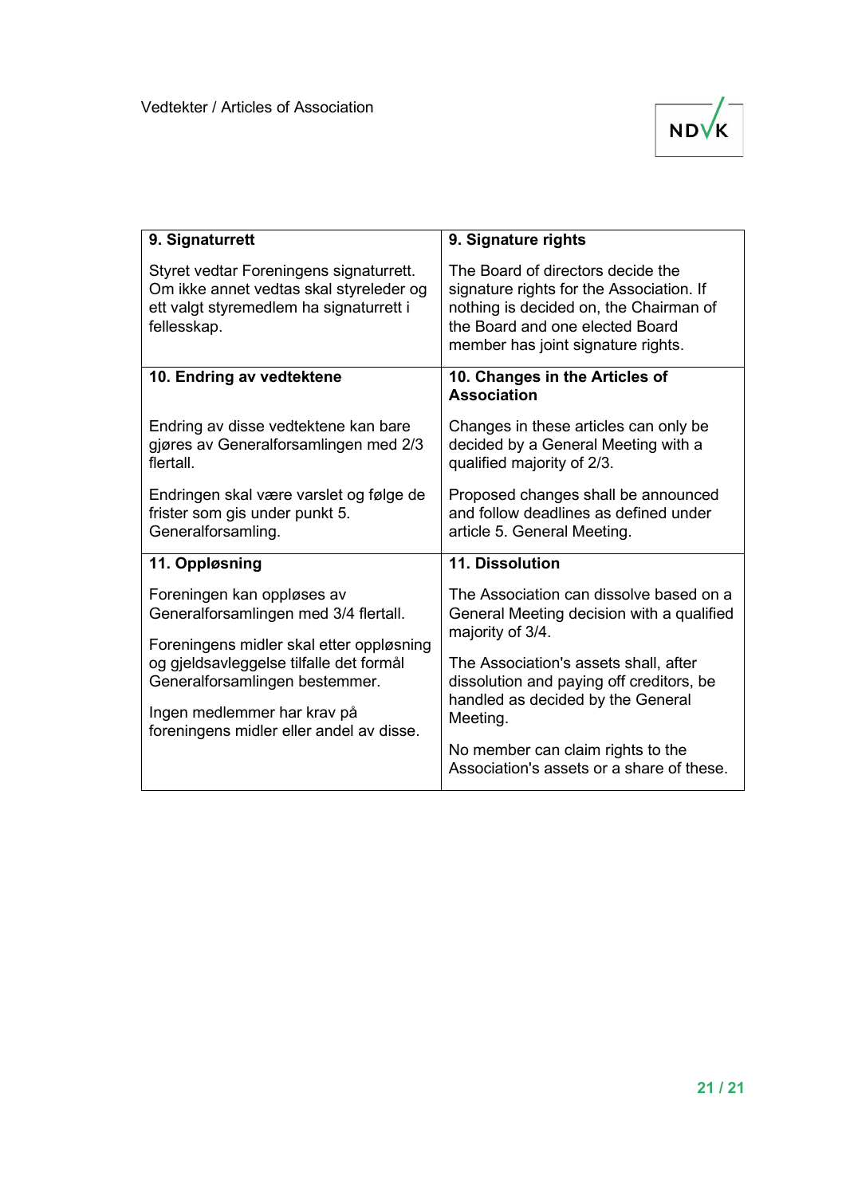| 9. Signaturrett | 9. Signature rights |
|---|---|
| Styret vedtar Foreningens signaturrett. Om ikke annet vedtas skal styreleder og ett valgt styremedlem ha signaturrett i fellesskap. | The Board of directors decide the signature rights for the Association. If nothing is decided on, the Chairman of the Board and one elected Board member has joint signature rights. |
| **10. Endring av vedtektene** | **10. Changes in the Articles of Association** |
| Endring av disse vedtektene kan bare gjøres av Generalforsamlingen med 2/3 flertall.<br><br>Endringen skal være varslet og følge de frister som gis under punkt 5. Generalforsamling. | Changes in these articles can only be decided by a General Meeting with a qualified majority of 2/3.<br><br>Proposed changes shall be announced and follow deadlines as defined under article 5. General Meeting. |
| **11. Oppløsning** | **11. Dissolution** |
| Foreningen kan oppløses av Generalforsamlingen med 3/4 flertall.<br><br>Foreningens midler skal etter oppløsning og gjeldsavleggelse tilfalle det formål Generalforsamlingen bestemmer.<br><br>Ingen medlemmer har krav på foreningens midler eller andel av disse. | The Association can dissolve based on a General Meeting decision with a qualified majority of 3/4.<br><br>The Association's assets shall, after dissolution and paying off creditors, be handled as decided by the General Meeting.<br><br>No member can claim rights to the Association's assets or a share of these. |